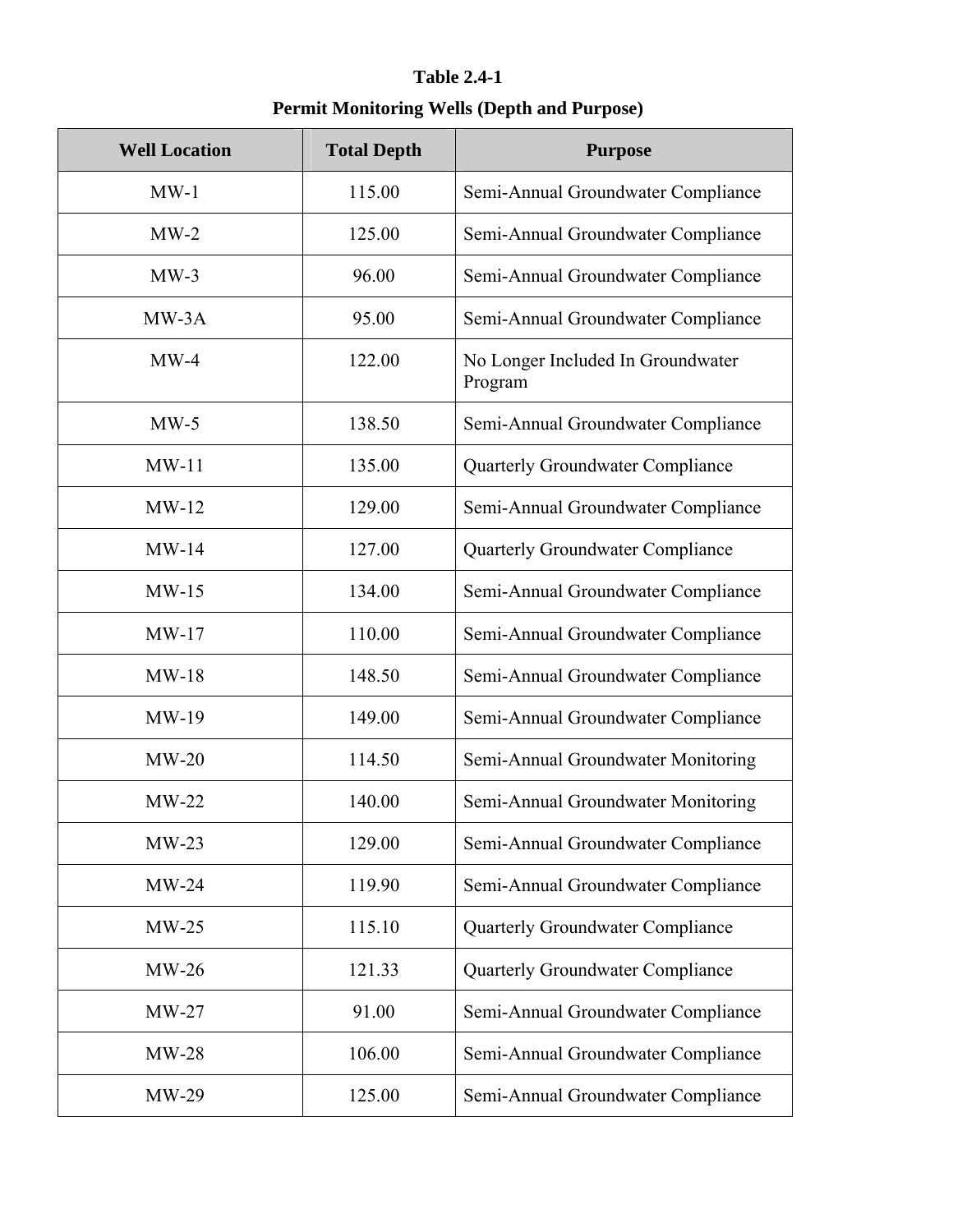**Table 2.4-1**

**Permit Monitoring Wells (Depth and Purpose)**

| Well Location | Total Depth | Purpose |
|---|---|---|
| MW-1 | 115.00 | Semi-Annual Groundwater Compliance |
| MW-2 | 125.00 | Semi-Annual Groundwater Compliance |
| MW-3 | 96.00 | Semi-Annual Groundwater Compliance |
| MW-3A | 95.00 | Semi-Annual Groundwater Compliance |
| MW-4 | 122.00 | No Longer Included In Groundwater Program |
| MW-5 | 138.50 | Semi-Annual Groundwater Compliance |
| MW-11 | 135.00 | Quarterly Groundwater Compliance |
| MW-12 | 129.00 | Semi-Annual Groundwater Compliance |
| MW-14 | 127.00 | Quarterly Groundwater Compliance |
| MW-15 | 134.00 | Semi-Annual Groundwater Compliance |
| MW-17 | 110.00 | Semi-Annual Groundwater Compliance |
| MW-18 | 148.50 | Semi-Annual Groundwater Compliance |
| MW-19 | 149.00 | Semi-Annual Groundwater Compliance |
| MW-20 | 114.50 | Semi-Annual Groundwater Monitoring |
| MW-22 | 140.00 | Semi-Annual Groundwater Monitoring |
| MW-23 | 129.00 | Semi-Annual Groundwater Compliance |
| MW-24 | 119.90 | Semi-Annual Groundwater Compliance |
| MW-25 | 115.10 | Quarterly Groundwater Compliance |
| MW-26 | 121.33 | Quarterly Groundwater Compliance |
| MW-27 | 91.00 | Semi-Annual Groundwater Compliance |
| MW-28 | 106.00 | Semi-Annual Groundwater Compliance |
| MW-29 | 125.00 | Semi-Annual Groundwater Compliance |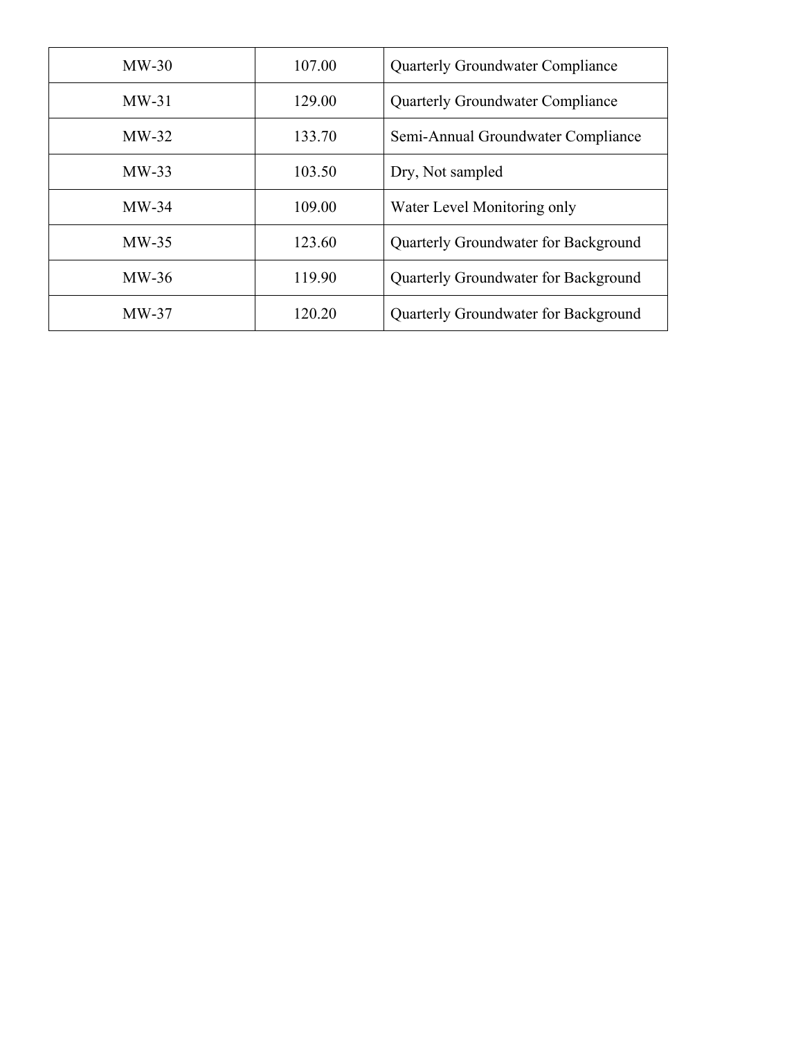| MW-30 | 107.00 | Quarterly Groundwater Compliance |
|---|---|---|
| MW-31 | 129.00 | Quarterly Groundwater Compliance |
| MW-32 | 133.70 | Semi-Annual Groundwater Compliance |
| MW-33 | 103.50 | Dry, Not sampled |
| MW-34 | 109.00 | Water Level Monitoring only |
| MW-35 | 123.60 | Quarterly Groundwater for Background |
| MW-36 | 119.90 | Quarterly Groundwater for Background |
| MW-37 | 120.20 | Quarterly Groundwater for Background |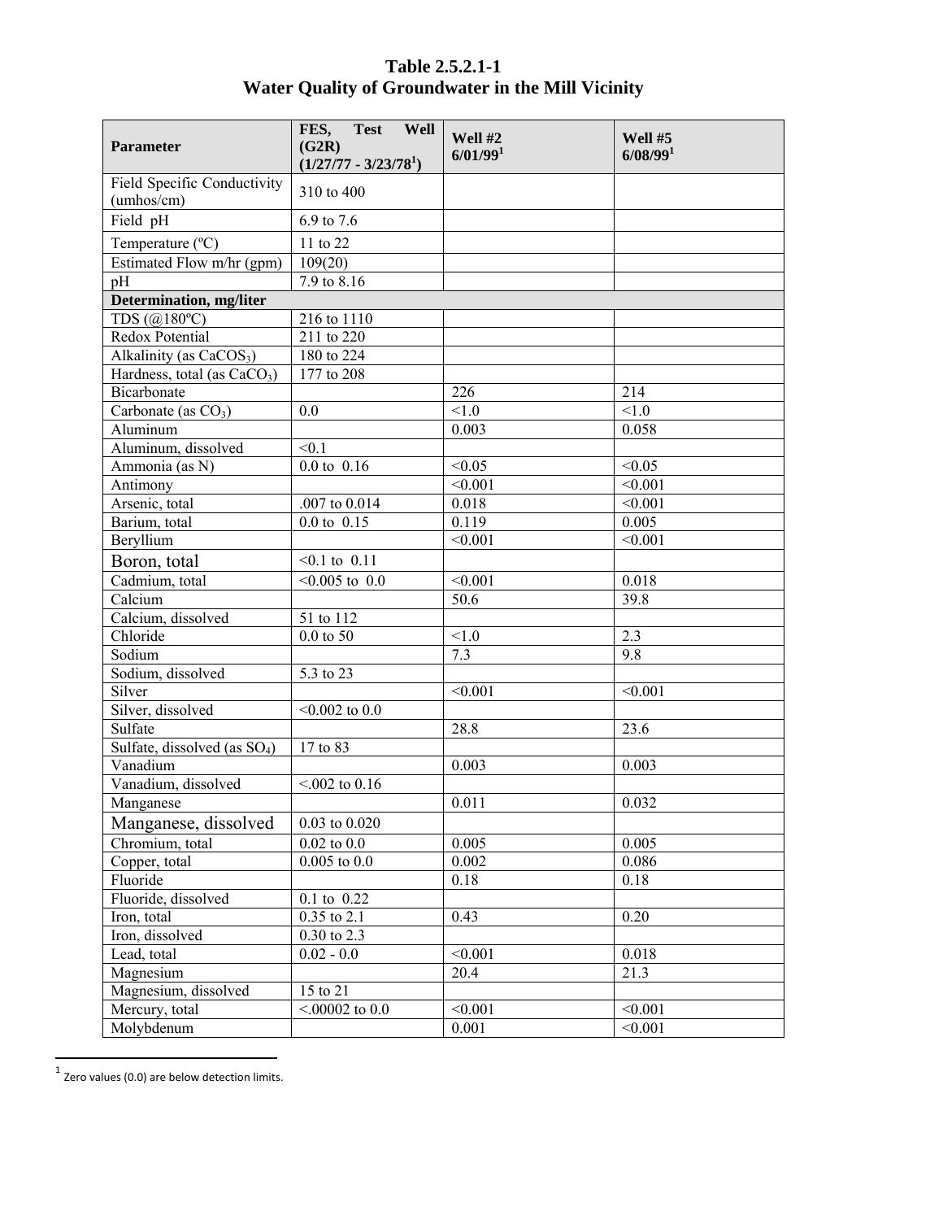# Table 2.5.2.1-1
## Water Quality of Groundwater in the Mill Vicinity

| Parameter | FES, Test Well (G2R) (1/27/77 - 3/23/78[1]) | Well #2 6/01/99[1] | Well #5 6/08/99[1] |
|---|---|---|---|
| Field Specific Conductivity (umhos/cm) | 310 to 400 | | |
| Field pH | 6.9 to 7.6 | | |
| Temperature (ºC) | 11 to 22 | | |
| Estimated Flow m/hr (gpm) | 109(20) | | |
| pH | 7.9 to 8.16 | | |
| **Determination, mg/liter** | | | |
| TDS (@180ºC) | 216 to 1110 | | |
| Redox Potential | 211 to 220 | | |
| Alkalinity (as $CaCOS_3$) | 180 to 224 | | |
| Hardness, total (as $CaCO_3$) | 177 to 208 | | |
| Bicarbonate | | 226 | 214 |
| Carbonate (as $CO_3$) | 0.0 | <1.0 | <1.0 |
| Aluminum | | 0.003 | 0.058 |
| Aluminum, dissolved | <0.1 | | |
| Ammonia (as N) | 0.0 to 0.16 | <0.05 | <0.05 |
| Antimony | | <0.001 | <0.001 |
| Arsenic, total | .007 to 0.014 | 0.018 | <0.001 |
| Barium, total | 0.0 to 0.15 | 0.119 | 0.005 |
| Beryllium | | <0.001 | <0.001 |
| Boron, total | <0.1 to 0.11 | | |
| Cadmium, total | <0.005 to 0.0 | <0.001 | 0.018 |
| Calcium | | 50.6 | 39.8 |
| Calcium, dissolved | 51 to 112 | | |
| Chloride | 0.0 to 50 | <1.0 | 2.3 |
| Sodium | | 7.3 | 9.8 |
| Sodium, dissolved | 5.3 to 23 | | |
| Silver | | <0.001 | <0.001 |
| Silver, dissolved | <0.002 to 0.0 | | |
| Sulfate | | 28.8 | 23.6 |
| Sulfate, dissolved (as $SO_4$) | 17 to 83 | | |
| Vanadium | | 0.003 | 0.003 |
| Vanadium, dissolved | <.002 to 0.16 | | |
| Manganese | | 0.011 | 0.032 |
| Manganese, dissolved | 0.03 to 0.020 | | |
| Chromium, total | 0.02 to 0.0 | 0.005 | 0.005 |
| Copper, total | 0.005 to 0.0 | 0.002 | 0.086 |
| Fluoride | | 0.18 | 0.18 |
| Fluoride, dissolved | 0.1 to 0.22 | | |
| Iron, total | 0.35 to 2.1 | 0.43 | 0.20 |
| Iron, dissolved | 0.30 to 2.3 | | |
| Lead, total | 0.02 - 0.0 | <0.001 | 0.018 |
| Magnesium | | 20.4 | 21.3 |
| Magnesium, dissolved | 15 to 21 | | |
| Mercury, total | <.00002 to 0.0 | <0.001 | <0.001 |
| Molybdenum | | 0.001 | <0.001 |

[1] Zero values (0.0) are below detection limits.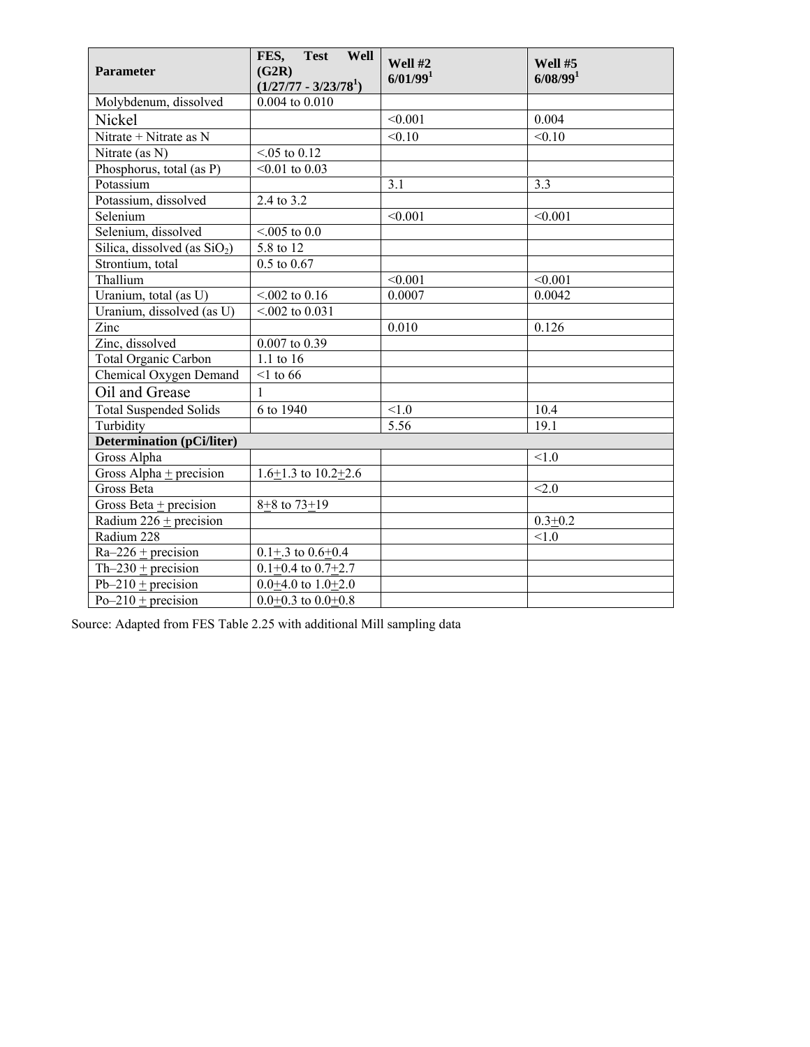| Parameter | FES, Test Well (G2R) (1/27/77 - 3/23/78[1]) | Well #2 6/01/99[1] | Well #5 6/08/99[1] |
|---|---|---|---|
| Molybdenum, dissolved | 0.004 to 0.010 | | |
| Nickel | | <0.001 | 0.004 |
| Nitrate + Nitrate as N | | <0.10 | <0.10 |
| Nitrate (as N) | <.05 to 0.12 | | |
| Phosphorus, total (as P) | <0.01 to 0.03 | | |
| Potassium | | 3.1 | 3.3 |
| Potassium, dissolved | 2.4 to 3.2 | | |
| Selenium | | <0.001 | <0.001 |
| Selenium, dissolved | <.005 to 0.0 | | |
| Silica, dissolved (as $SiO_2$) | 5.8 to 12 | | |
| Strontium, total | 0.5 to 0.67 | | |
| Thallium | | <0.001 | <0.001 |
| Uranium, total (as U) | <.002 to 0.16 | 0.0007 | 0.0042 |
| Uranium, dissolved (as U) | <.002 to 0.031 | | |
| Zinc | | 0.010 | 0.126 |
| Zinc, dissolved | 0.007 to 0.39 | | |
| Total Organic Carbon | 1.1 to 16 | | |
| Chemical Oxygen Demand | <1 to 66 | | |
| Oil and Grease | 1 | | |
| Total Suspended Solids | 6 to 1940 | <1.0 | 10.4 |
| Turbidity | | 5.56 | 19.1 |
| **Determination (pCi/liter)** | | | |
| Gross Alpha | | | <1.0 |
| Gross Alpha ± precision | 1.6±1.3 to 10.2±2.6 | | |
| Gross Beta | | | <2.0 |
| Gross Beta ± precision | 8±8 to 73±19 | | |
| Radium 226 ± precision | | | 0.3±0.2 |
| Radium 228 | | | <1.0 |
| Ra–226 ± precision | 0.1±.3 to 0.6±0.4 | | |
| Th–230 ± precision | 0.1±0.4 to 0.7±2.7 | | |
| Pb–210 ± precision | 0.0±4.0 to 1.0±2.0 | | |
| Po–210 ± precision | 0.0±0.3 to 0.0±0.8 | | |

Source: Adapted from FES Table 2.25 with additional Mill sampling data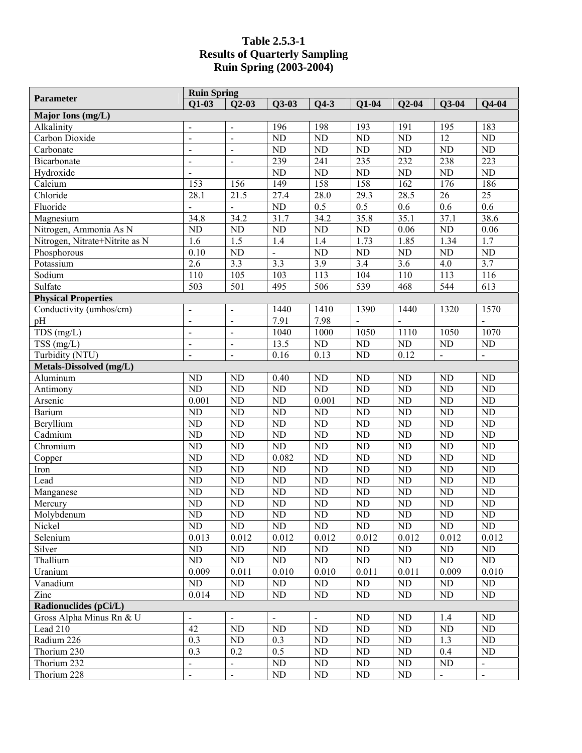**Table 2.5.3-1**
**Results of Quarterly Sampling**
**Ruin Spring (2003-2004)**

| Parameter | Ruin Spring | | | | | | | |
|---|---|---|---|---|---|---|---|---|
| | Q1-03 | Q2-03 | Q3-03 | Q4-3 | Q1-04 | Q2-04 | Q3-04 | Q4-04 |
| **Major Ions (mg/L)** | | | | | | | | |
| Alkalinity | - | - | 196 | 198 | 193 | 191 | 195 | 183 |
| Carbon Dioxide | - | - | ND | ND | ND | ND | 12 | ND |
| Carbonate | - | - | ND | ND | ND | ND | ND | ND |
| Bicarbonate | - | - | 239 | 241 | 235 | 232 | 238 | 223 |
| Hydroxide | - | | ND | ND | ND | ND | ND | ND |
| Calcium | 153 | 156 | 149 | 158 | 158 | 162 | 176 | 186 |
| Chloride | 28.1 | 21.5 | 27.4 | 28.0 | 29.3 | 28.5 | 26 | 25 |
| Fluoride | - | - | ND | 0.5 | 0.5 | 0.6 | 0.6 | 0.6 |
| Magnesium | 34.8 | 34.2 | 31.7 | 34.2 | 35.8 | 35.1 | 37.1 | 38.6 |
| Nitrogen, Ammonia As N | ND | ND | ND | ND | ND | 0.06 | ND | 0.06 |
| Nitrogen, Nitrate+Nitrite as N | 1.6 | 1.5 | 1.4 | 1.4 | 1.73 | 1.85 | 1.34 | 1.7 |
| Phosphorous | 0.10 | ND | - | ND | ND | ND | ND | ND |
| Potassium | 2.6 | 3.3 | 3.3 | 3.9 | 3.4 | 3.6 | 4.0 | 3.7 |
| Sodium | 110 | 105 | 103 | 113 | 104 | 110 | 113 | 116 |
| Sulfate | 503 | 501 | 495 | 506 | 539 | 468 | 544 | 613 |
| **Physical Properties** | | | | | | | | |
| Conductivity (umhos/cm) | - | - | 1440 | 1410 | 1390 | 1440 | 1320 | 1570 |
| pH | - | - | 7.91 | 7.98 | - | - | | - |
| TDS (mg/L) | - | - | 1040 | 1000 | 1050 | 1110 | 1050 | 1070 |
| TSS (mg/L) | - | - | 13.5 | ND | ND | ND | ND | ND |
| Turbidity (NTU) | - | - | 0.16 | 0.13 | ND | 0.12 | - | - |
| **Metals-Dissolved (mg/L)** | | | | | | | | |
| Aluminum | ND | ND | 0.40 | ND | ND | ND | ND | ND |
| Antimony | ND | ND | ND | ND | ND | ND | ND | ND |
| Arsenic | 0.001 | ND | ND | 0.001 | ND | ND | ND | ND |
| Barium | ND | ND | ND | ND | ND | ND | ND | ND |
| Beryllium | ND | ND | ND | ND | ND | ND | ND | ND |
| Cadmium | ND | ND | ND | ND | ND | ND | ND | ND |
| Chromium | ND | ND | ND | ND | ND | ND | ND | ND |
| Copper | ND | ND | 0.082 | ND | ND | ND | ND | ND |
| Iron | ND | ND | ND | ND | ND | ND | ND | ND |
| Lead | ND | ND | ND | ND | ND | ND | ND | ND |
| Manganese | ND | ND | ND | ND | ND | ND | ND | ND |
| Mercury | ND | ND | ND | ND | ND | ND | ND | ND |
| Molybdenum | ND | ND | ND | ND | ND | ND | ND | ND |
| Nickel | ND | ND | ND | ND | ND | ND | ND | ND |
| Selenium | 0.013 | 0.012 | 0.012 | 0.012 | 0.012 | 0.012 | 0.012 | 0.012 |
| Silver | ND | ND | ND | ND | ND | ND | ND | ND |
| Thallium | ND | ND | ND | ND | ND | ND | ND | ND |
| Uranium | 0.009 | 0.011 | 0.010 | 0.010 | 0.011 | 0.011 | 0.009 | 0.010 |
| Vanadium | ND | ND | ND | ND | ND | ND | ND | ND |
| Zinc | 0.014 | ND | ND | ND | ND | ND | ND | ND |
| **Radionuclides (pCi/L)** | | | | | | | | |
| Gross Alpha Minus Rn & U | - | - | - | - | ND | ND | 1.4 | ND |
| Lead 210 | 42 | ND | ND | ND | ND | ND | ND | ND |
| Radium 226 | 0.3 | ND | 0.3 | ND | ND | ND | 1.3 | ND |
| Thorium 230 | 0.3 | 0.2 | 0.5 | ND | ND | ND | 0.4 | ND |
| Thorium 232 | - | - | ND | ND | ND | ND | ND | - |
| Thorium 228 | - | - | ND | ND | ND | ND | - | - |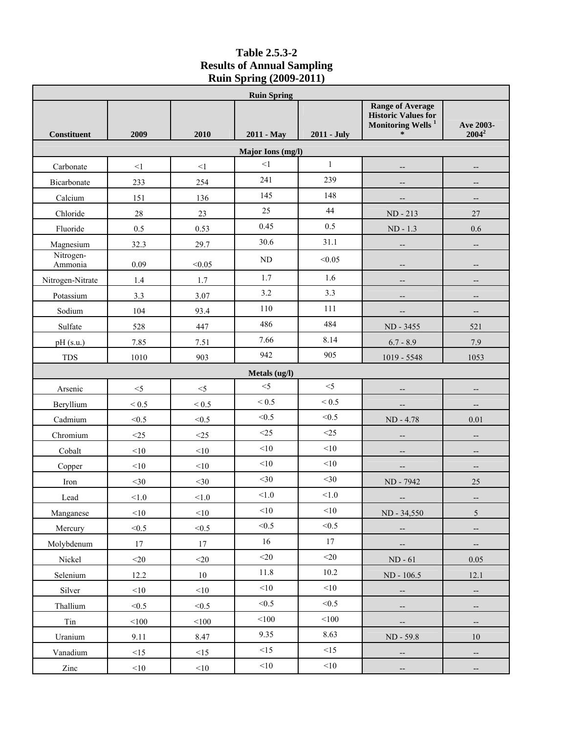**Table 2.5.3-2**
**Results of Annual Sampling**
**Ruin Spring (2009-2011)**

| Ruin Spring | | | | | | |
|---|---|---|---|---|---|---|
| **Constituent** | **2009** | **2010** | **2011 - May** | **2011 - July** | **Range of Average Historic Values for Monitoring Wells [1] *** | **Ave 2003-2004[2]** |
| **Major Ions (mg/l)** | | | | | | |
| Carbonate | <1 | <1 | <1 | 1 | -- | -- |
| Bicarbonate | 233 | 254 | 241 | 239 | -- | -- |
| Calcium | 151 | 136 | 145 | 148 | -- | -- |
| Chloride | 28 | 23 | 25 | 44 | ND - 213 | 27 |
| Fluoride | 0.5 | 0.53 | 0.45 | 0.5 | ND - 1.3 | 0.6 |
| Magnesium | 32.3 | 29.7 | 30.6 | 31.1 | -- | -- |
| Nitrogen-Ammonia | 0.09 | <0.05 | ND | <0.05 | -- | -- |
| Nitrogen-Nitrate | 1.4 | 1.7 | 1.7 | 1.6 | -- | -- |
| Potassium | 3.3 | 3.07 | 3.2 | 3.3 | -- | -- |
| Sodium | 104 | 93.4 | 110 | 111 | -- | -- |
| Sulfate | 528 | 447 | 486 | 484 | ND - 3455 | 521 |
| pH (s.u.) | 7.85 | 7.51 | 7.66 | 8.14 | 6.7 - 8.9 | 7.9 |
| TDS | 1010 | 903 | 942 | 905 | 1019 - 5548 | 1053 |
| **Metals (ug/l)** | | | | | | |
| Arsenic | <5 | <5 | <5 | <5 | -- | -- |
| Beryllium | < 0.5 | < 0.5 | < 0.5 | < 0.5 | -- | -- |
| Cadmium | <0.5 | <0.5 | <0.5 | <0.5 | ND - 4.78 | 0.01 |
| Chromium | <25 | <25 | <25 | <25 | -- | -- |
| Cobalt | <10 | <10 | <10 | <10 | -- | -- |
| Copper | <10 | <10 | <10 | <10 | -- | -- |
| Iron | <30 | <30 | <30 | <30 | ND - 7942 | 25 |
| Lead | <1.0 | <1.0 | <1.0 | <1.0 | -- | -- |
| Manganese | <10 | <10 | <10 | <10 | ND - 34,550 | 5 |
| Mercury | <0.5 | <0.5 | <0.5 | <0.5 | -- | -- |
| Molybdenum | 17 | 17 | 16 | 17 | -- | -- |
| Nickel | <20 | <20 | <20 | <20 | ND - 61 | 0.05 |
| Selenium | 12.2 | 10 | 11.8 | 10.2 | ND - 106.5 | 12.1 |
| Silver | <10 | <10 | <10 | <10 | -- | -- |
| Thallium | <0.5 | <0.5 | <0.5 | <0.5 | -- | -- |
| Tin | <100 | <100 | <100 | <100 | -- | -- |
| Uranium | 9.11 | 8.47 | 9.35 | 8.63 | ND - 59.8 | 10 |
| Vanadium | <15 | <15 | <15 | <15 | -- | -- |
| Zinc | <10 | <10 | <10 | <10 | -- | -- |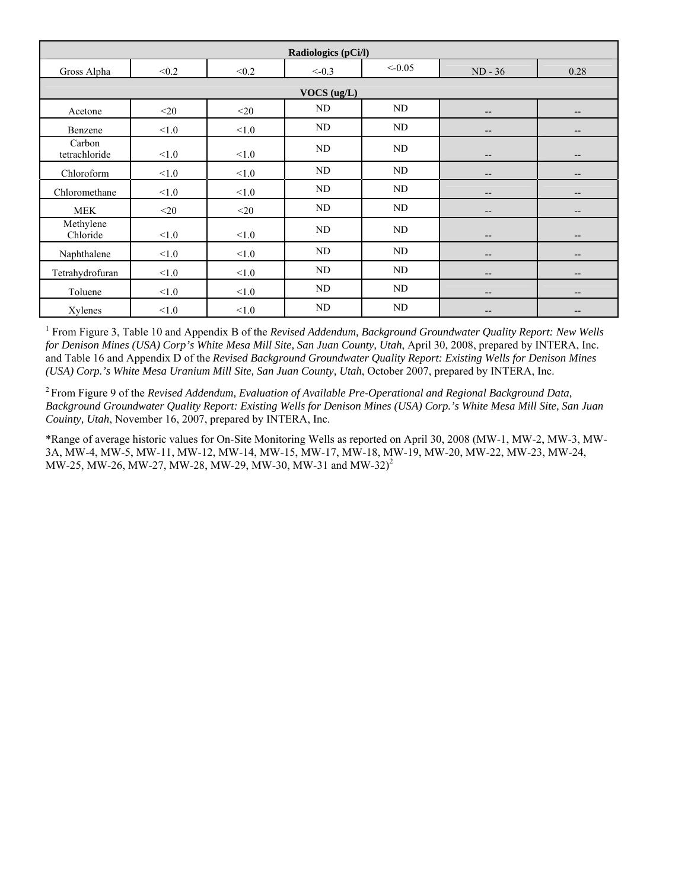| Radiologics (pCi/l) | | | | | | |
|---|---|---|---|---|---|---|
| Gross Alpha | <0.2 | <0.2 | <-0.3 | <-0.05 | ND - 36 | 0.28 |
| **VOCS (ug/L)** | | | | | | |
| Acetone | <20 | <20 | ND | ND | -- | -- |
| Benzene | <1.0 | <1.0 | ND | ND | -- | -- |
| Carbon tetrachloride | <1.0 | <1.0 | ND | ND | -- | -- |
| Chloroform | <1.0 | <1.0 | ND | ND | -- | -- |
| Chloromethane | <1.0 | <1.0 | ND | ND | -- | -- |
| MEK | <20 | <20 | ND | ND | -- | -- |
| Methylene Chloride | <1.0 | <1.0 | ND | ND | -- | -- |
| Naphthalene | <1.0 | <1.0 | ND | ND | -- | -- |
| Tetrahydrofuran | <1.0 | <1.0 | ND | ND | -- | -- |
| Toluene | <1.0 | <1.0 | ND | ND | -- | -- |
| Xylenes | <1.0 | <1.0 | ND | ND | -- | -- |

[1] From Figure 3, Table 10 and Appendix B of the *Revised Addendum, Background Groundwater Quality Report: New Wells for Denison Mines (USA) Corp's White Mesa Mill Site, San Juan County, Utah*, April 30, 2008, prepared by INTERA, Inc. and Table 16 and Appendix D of the *Revised Background Groundwater Quality Report: Existing Wells for Denison Mines (USA) Corp.'s White Mesa Uranium Mill Site, San Juan County, Utah*, October 2007, prepared by INTERA, Inc.

[2] From Figure 9 of the *Revised Addendum, Evaluation of Available Pre-Operational and Regional Background Data, Background Groundwater Quality Report: Existing Wells for Denison Mines (USA) Corp.'s White Mesa Mill Site, San Juan Couinty, Utah*, November 16, 2007, prepared by INTERA, Inc.

*Range of average historic values for On-Site Monitoring Wells as reported on April 30, 2008 (MW-1, MW-2, MW-3, MW-3A, MW-4, MW-5, MW-11, MW-12, MW-14, MW-15, MW-17, MW-18, MW-19, MW-20, MW-22, MW-23, MW-24, MW-25, MW-26, MW-27, MW-28, MW-29, MW-30, MW-31 and MW-32)[2]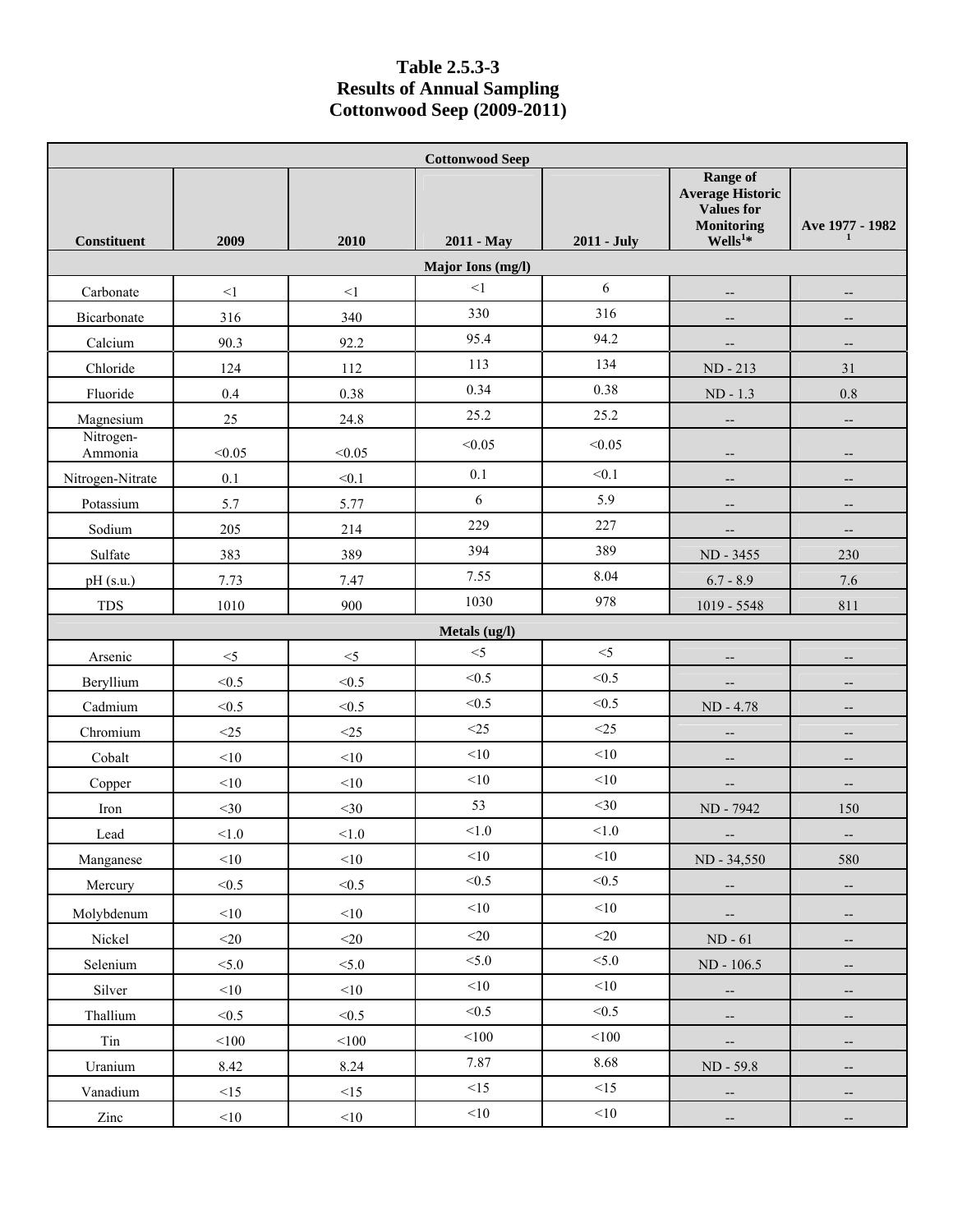**Table 2.5.3-3**
**Results of Annual Sampling**
**Cottonwood Seep (2009-2011)**

| Cottonwood Seep | | | | | | |
|---|---|---|---|---|---|---|
| **Constituent** | **2009** | **2010** | **2011 - May** | **2011 - July** | **Range of Average Historic Values for Monitoring Wells[1]*** | **Ave 1977 - 1982 [1]** |
| **Major Ions (mg/l)** | | | | | | |
| Carbonate | <1 | <1 | <1 | 6 | -- | -- |
| Bicarbonate | 316 | 340 | 330 | 316 | -- | -- |
| Calcium | 90.3 | 92.2 | 95.4 | 94.2 | -- | -- |
| Chloride | 124 | 112 | 113 | 134 | ND - 213 | 31 |
| Fluoride | 0.4 | 0.38 | 0.34 | 0.38 | ND - 1.3 | 0.8 |
| Magnesium | 25 | 24.8 | 25.2 | 25.2 | -- | -- |
| Nitrogen-Ammonia | <0.05 | <0.05 | <0.05 | <0.05 | -- | -- |
| Nitrogen-Nitrate | 0.1 | <0.1 | 0.1 | <0.1 | -- | -- |
| Potassium | 5.7 | 5.77 | 6 | 5.9 | -- | -- |
| Sodium | 205 | 214 | 229 | 227 | -- | -- |
| Sulfate | 383 | 389 | 394 | 389 | ND - 3455 | 230 |
| pH (s.u.) | 7.73 | 7.47 | 7.55 | 8.04 | 6.7 - 8.9 | 7.6 |
| TDS | 1010 | 900 | 1030 | 978 | 1019 - 5548 | 811 |
| **Metals (ug/l)** | | | | | | |
| Arsenic | <5 | <5 | <5 | <5 | -- | -- |
| Beryllium | <0.5 | <0.5 | <0.5 | <0.5 | -- | -- |
| Cadmium | <0.5 | <0.5 | <0.5 | <0.5 | ND - 4.78 | -- |
| Chromium | <25 | <25 | <25 | <25 | -- | -- |
| Cobalt | <10 | <10 | <10 | <10 | -- | -- |
| Copper | <10 | <10 | <10 | <10 | -- | -- |
| Iron | <30 | <30 | 53 | <30 | ND - 7942 | 150 |
| Lead | <1.0 | <1.0 | <1.0 | <1.0 | -- | -- |
| Manganese | <10 | <10 | <10 | <10 | ND - 34,550 | 580 |
| Mercury | <0.5 | <0.5 | <0.5 | <0.5 | -- | -- |
| Molybdenum | <10 | <10 | <10 | <10 | -- | -- |
| Nickel | <20 | <20 | <20 | <20 | ND - 61 | -- |
| Selenium | <5.0 | <5.0 | <5.0 | <5.0 | ND - 106.5 | -- |
| Silver | <10 | <10 | <10 | <10 | -- | -- |
| Thallium | <0.5 | <0.5 | <0.5 | <0.5 | -- | -- |
| Tin | <100 | <100 | <100 | <100 | -- | -- |
| Uranium | 8.42 | 8.24 | 7.87 | 8.68 | ND - 59.8 | -- |
| Vanadium | <15 | <15 | <15 | <15 | -- | -- |
| Zinc | <10 | <10 | <10 | <10 | -- | -- |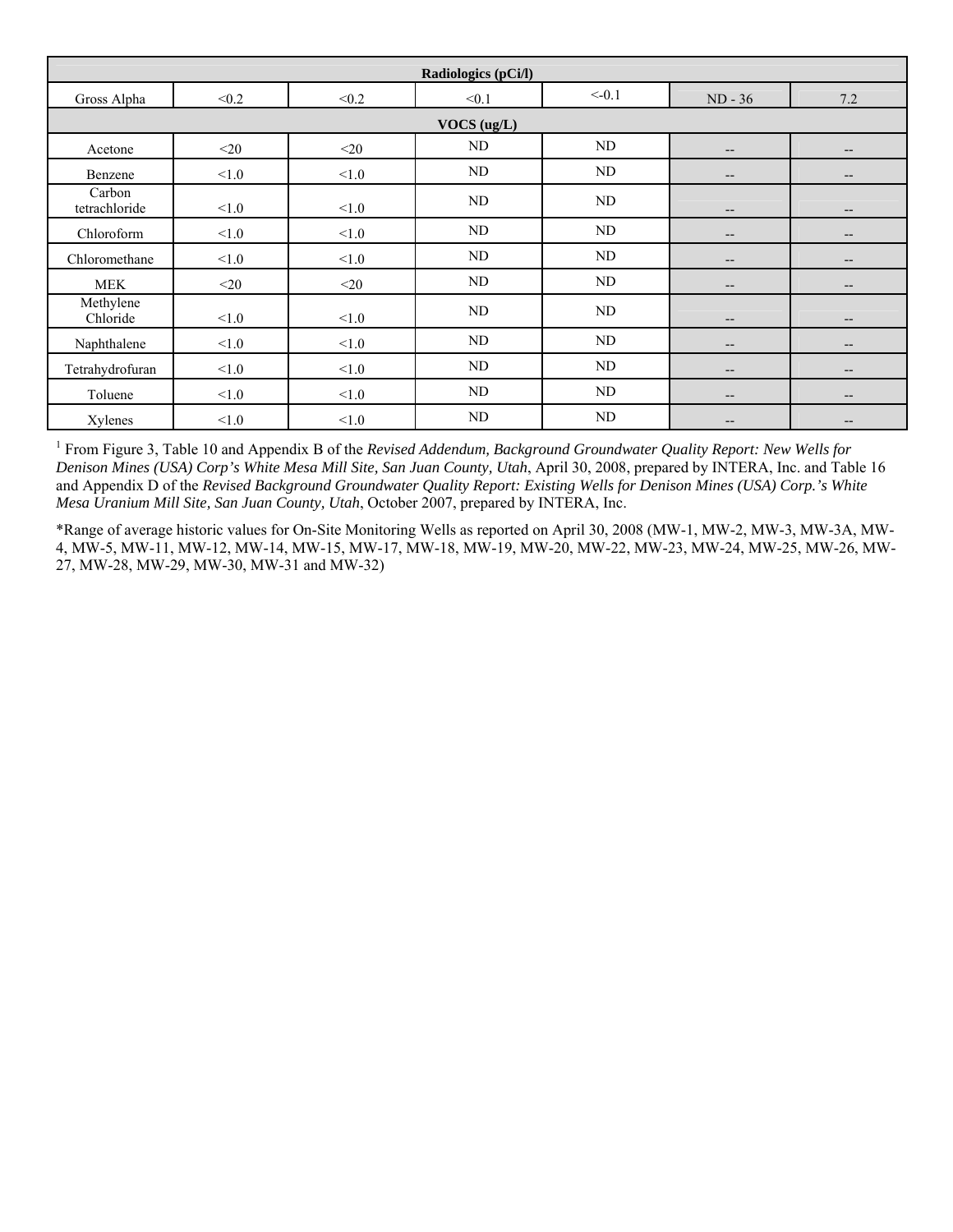| | | | | | | |
|---|---|---|---|---|---|---|
| **Radiologics (pCi/l)** | | | | | | |
| Gross Alpha | <0.2 | <0.2 | <0.1 | <-0.1 | ND - 36 | 7.2 |
| **VOCS (ug/L)** | | | | | | |
| Acetone | <20 | <20 | ND | ND | -- | -- |
| Benzene | <1.0 | <1.0 | ND | ND | -- | -- |
| Carbon tetrachloride | <1.0 | <1.0 | ND | ND | -- | -- |
| Chloroform | <1.0 | <1.0 | ND | ND | -- | -- |
| Chloromethane | <1.0 | <1.0 | ND | ND | -- | -- |
| MEK | <20 | <20 | ND | ND | -- | -- |
| Methylene Chloride | <1.0 | <1.0 | ND | ND | -- | -- |
| Naphthalene | <1.0 | <1.0 | ND | ND | -- | -- |
| Tetrahydrofuran | <1.0 | <1.0 | ND | ND | -- | -- |
| Toluene | <1.0 | <1.0 | ND | ND | -- | -- |
| Xylenes | <1.0 | <1.0 | ND | ND | -- | -- |

[1] From Figure 3, Table 10 and Appendix B of the *Revised Addendum, Background Groundwater Quality Report: New Wells for Denison Mines (USA) Corp's White Mesa Mill Site, San Juan County, Utah*, April 30, 2008, prepared by INTERA, Inc. and Table 16 and Appendix D of the *Revised Background Groundwater Quality Report: Existing Wells for Denison Mines (USA) Corp.'s White Mesa Uranium Mill Site, San Juan County, Utah*, October 2007, prepared by INTERA, Inc.

*Range of average historic values for On-Site Monitoring Wells as reported on April 30, 2008 (MW-1, MW-2, MW-3, MW-3A, MW-4, MW-5, MW-11, MW-12, MW-14, MW-15, MW-17, MW-18, MW-19, MW-20, MW-22, MW-23, MW-24, MW-25, MW-26, MW-27, MW-28, MW-29, MW-30, MW-31 and MW-32)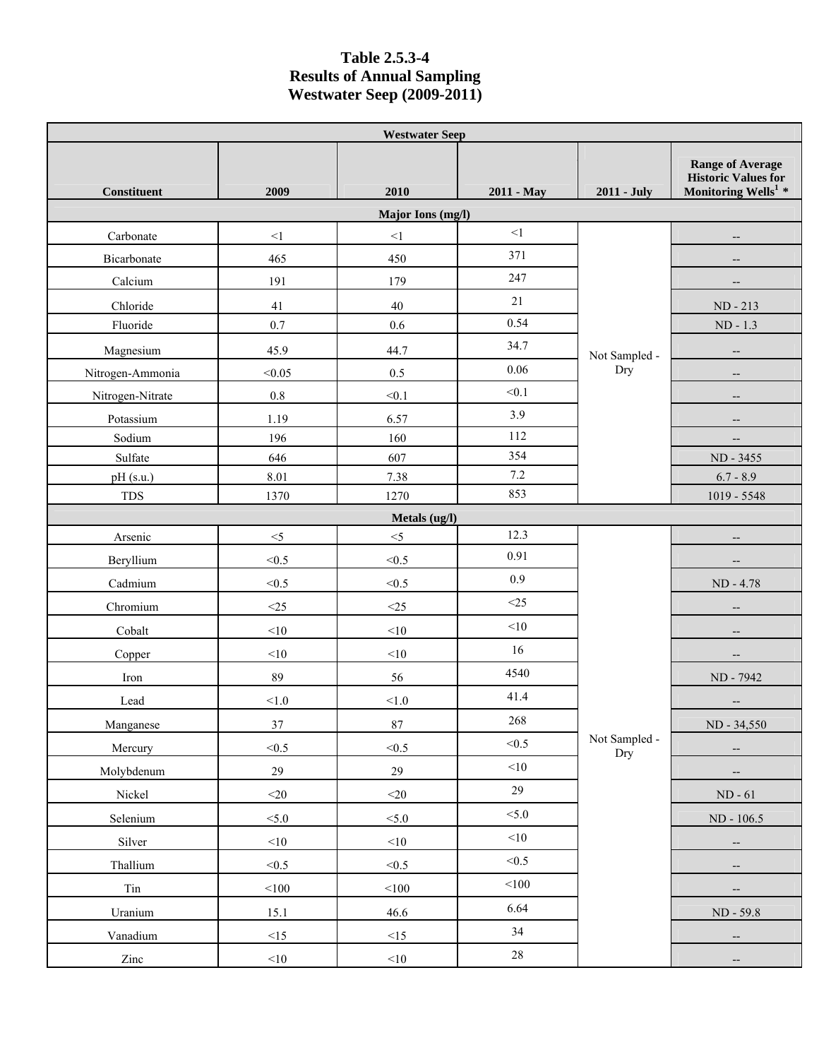# Table 2.5.3-4
# Results of Annual Sampling
# Westwater Seep (2009-2011)

| Westwater Seep | | | | | |
|---|---|---|---|---|---|
| **Constituent** | **2009** | **2010** | **2011 - May** | **2011 - July** | **Range of Average Historic Values for Monitoring Wells[1] \*** |
| **Major Ions (mg/l)** | | | | | |
| Carbonate | <1 | <1 | <1 | Not Sampled - Dry | -- |
| Bicarbonate | 465 | 450 | 371 | | -- |
| Calcium | 191 | 179 | 247 | | -- |
| Chloride | 41 | 40 | 21 | | ND - 213 |
| Fluoride | 0.7 | 0.6 | 0.54 | | ND - 1.3 |
| Magnesium | 45.9 | 44.7 | 34.7 | | -- |
| Nitrogen-Ammonia | <0.05 | 0.5 | 0.06 | | -- |
| Nitrogen-Nitrate | 0.8 | <0.1 | <0.1 | | -- |
| Potassium | 1.19 | 6.57 | 3.9 | | -- |
| Sodium | 196 | 160 | 112 | | -- |
| Sulfate | 646 | 607 | 354 | | ND - 3455 |
| pH (s.u.) | 8.01 | 7.38 | 7.2 | | 6.7 - 8.9 |
| TDS | 1370 | 1270 | 853 | | 1019 - 5548 |
| **Metals (ug/l)** | | | | | |
| Arsenic | <5 | <5 | 12.3 | Not Sampled - Dry | -- |
| Beryllium | <0.5 | <0.5 | 0.91 | | -- |
| Cadmium | <0.5 | <0.5 | 0.9 | | ND - 4.78 |
| Chromium | <25 | <25 | <25 | | -- |
| Cobalt | <10 | <10 | <10 | | -- |
| Copper | <10 | <10 | 16 | | -- |
| Iron | 89 | 56 | 4540 | | ND - 7942 |
| Lead | <1.0 | <1.0 | 41.4 | | -- |
| Manganese | 37 | 87 | 268 | | ND - 34,550 |
| Mercury | <0.5 | <0.5 | <0.5 | | -- |
| Molybdenum | 29 | 29 | <10 | | -- |
| Nickel | <20 | <20 | 29 | | ND - 61 |
| Selenium | <5.0 | <5.0 | <5.0 | | ND - 106.5 |
| Silver | <10 | <10 | <10 | | -- |
| Thallium | <0.5 | <0.5 | <0.5 | | -- |
| Tin | <100 | <100 | <100 | | -- |
| Uranium | 15.1 | 46.6 | 6.64 | | ND - 59.8 |
| Vanadium | <15 | <15 | 34 | | -- |
| Zinc | <10 | <10 | 28 | | -- |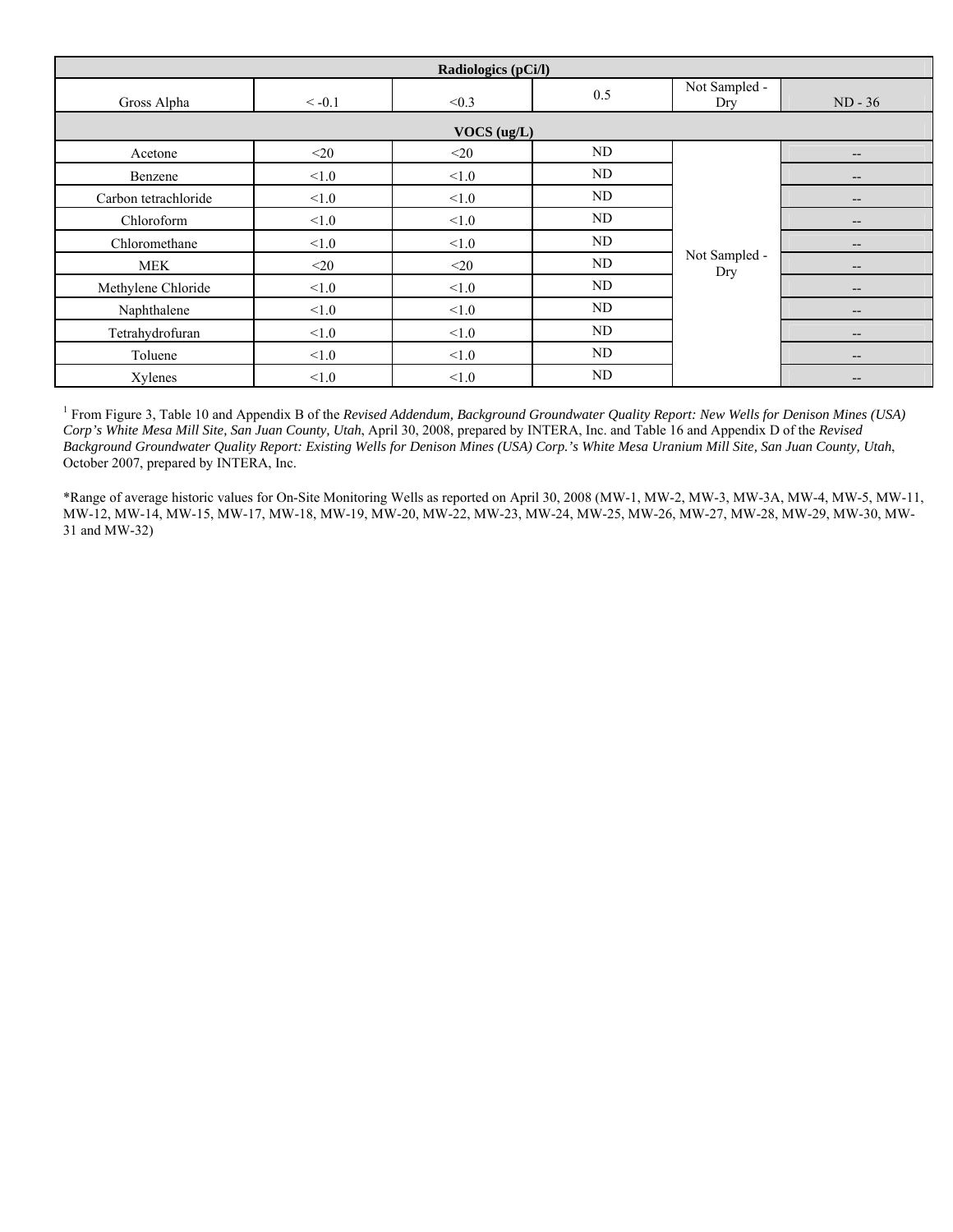| | | | | | |
|---|---|---|---|---|---|
| **Radiologics (pCi/l)** | | | | | |
| Gross Alpha | < -0.1 | <0.3 | 0.5 | Not Sampled - Dry | ND - 36 |
| **VOCS (ug/L)** | | | | | |
| Acetone | <20 | <20 | ND | Not Sampled - Dry | -- |
| Benzene | <1.0 | <1.0 | ND | | -- |
| Carbon tetrachloride | <1.0 | <1.0 | ND | | -- |
| Chloroform | <1.0 | <1.0 | ND | | -- |
| Chloromethane | <1.0 | <1.0 | ND | | -- |
| MEK | <20 | <20 | ND | | -- |
| Methylene Chloride | <1.0 | <1.0 | ND | | -- |
| Naphthalene | <1.0 | <1.0 | ND | | -- |
| Tetrahydrofuran | <1.0 | <1.0 | ND | | -- |
| Toluene | <1.0 | <1.0 | ND | | -- |
| Xylenes | <1.0 | <1.0 | ND | | -- |

[1] From Figure 3, Table 10 and Appendix B of the *Revised Addendum, Background Groundwater Quality Report: New Wells for Denison Mines (USA) Corp's White Mesa Mill Site, San Juan County, Utah*, April 30, 2008, prepared by INTERA, Inc. and Table 16 and Appendix D of the *Revised Background Groundwater Quality Report: Existing Wells for Denison Mines (USA) Corp.'s White Mesa Uranium Mill Site, San Juan County, Utah*, October 2007, prepared by INTERA, Inc.

*Range of average historic values for On-Site Monitoring Wells as reported on April 30, 2008 (MW-1, MW-2, MW-3, MW-3A, MW-4, MW-5, MW-11, MW-12, MW-14, MW-15, MW-17, MW-18, MW-19, MW-20, MW-22, MW-23, MW-24, MW-25, MW-26, MW-27, MW-28, MW-29, MW-30, MW-31 and MW-32)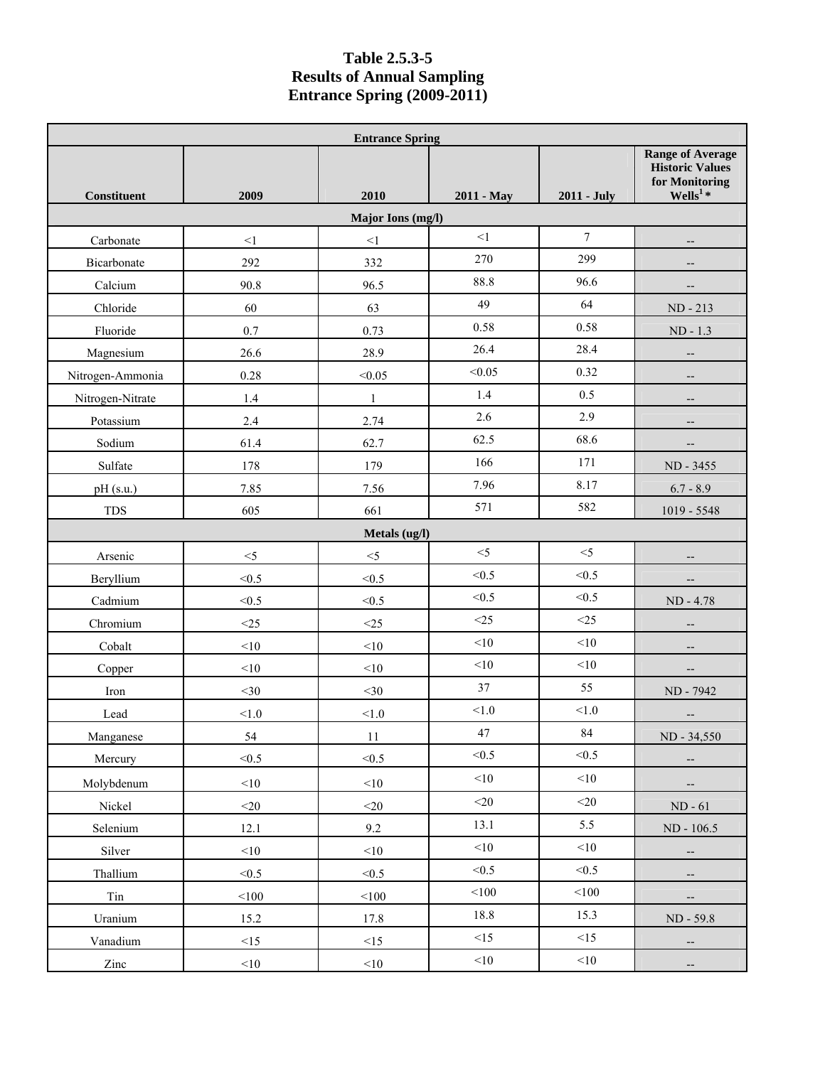# Table 2.5.3-5
# Results of Annual Sampling
# Entrance Spring (2009-2011)

| Entrance Spring | | | | | |
|---|---|---|---|---|---|
| **Constituent** | **2009** | **2010** | **2011 - May** | **2011 - July** | **Range of Average Historic Values for Monitoring Wells[1] \*** |
| **Major Ions (mg/l)** | | | | | |
| Carbonate | <1 | <1 | <1 | 7 | -- |
| Bicarbonate | 292 | 332 | 270 | 299 | -- |
| Calcium | 90.8 | 96.5 | 88.8 | 96.6 | -- |
| Chloride | 60 | 63 | 49 | 64 | ND - 213 |
| Fluoride | 0.7 | 0.73 | 0.58 | 0.58 | ND - 1.3 |
| Magnesium | 26.6 | 28.9 | 26.4 | 28.4 | -- |
| Nitrogen-Ammonia | 0.28 | <0.05 | <0.05 | 0.32 | -- |
| Nitrogen-Nitrate | 1.4 | 1 | 1.4 | 0.5 | -- |
| Potassium | 2.4 | 2.74 | 2.6 | 2.9 | -- |
| Sodium | 61.4 | 62.7 | 62.5 | 68.6 | -- |
| Sulfate | 178 | 179 | 166 | 171 | ND - 3455 |
| pH (s.u.) | 7.85 | 7.56 | 7.96 | 8.17 | 6.7 - 8.9 |
| TDS | 605 | 661 | 571 | 582 | 1019 - 5548 |
| **Metals (ug/l)** | | | | | |
| Arsenic | <5 | <5 | <5 | <5 | -- |
| Beryllium | <0.5 | <0.5 | <0.5 | <0.5 | -- |
| Cadmium | <0.5 | <0.5 | <0.5 | <0.5 | ND - 4.78 |
| Chromium | <25 | <25 | <25 | <25 | -- |
| Cobalt | <10 | <10 | <10 | <10 | -- |
| Copper | <10 | <10 | <10 | <10 | -- |
| Iron | <30 | <30 | 37 | 55 | ND - 7942 |
| Lead | <1.0 | <1.0 | <1.0 | <1.0 | -- |
| Manganese | 54 | 11 | 47 | 84 | ND - 34,550 |
| Mercury | <0.5 | <0.5 | <0.5 | <0.5 | -- |
| Molybdenum | <10 | <10 | <10 | <10 | -- |
| Nickel | <20 | <20 | <20 | <20 | ND - 61 |
| Selenium | 12.1 | 9.2 | 13.1 | 5.5 | ND - 106.5 |
| Silver | <10 | <10 | <10 | <10 | -- |
| Thallium | <0.5 | <0.5 | <0.5 | <0.5 | -- |
| Tin | <100 | <100 | <100 | <100 | -- |
| Uranium | 15.2 | 17.8 | 18.8 | 15.3 | ND - 59.8 |
| Vanadium | <15 | <15 | <15 | <15 | -- |
| Zinc | <10 | <10 | <10 | <10 | -- |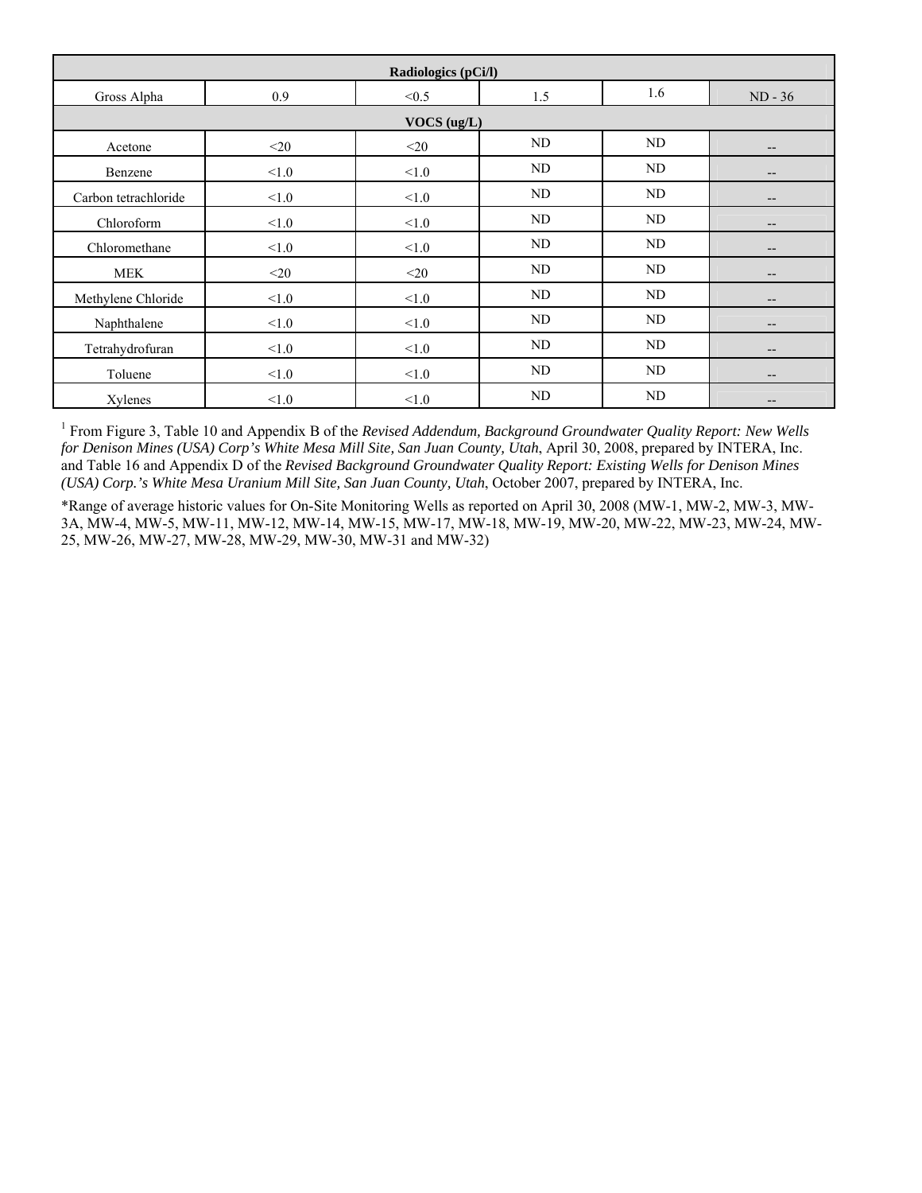| | | | | | |
|---|---|---|---|---|---|
| **Radiologics (pCi/l)** | | | | | |
| Gross Alpha | 0.9 | <0.5 | 1.5 | 1.6 | ND - 36 |
| **VOCS (ug/L)** | | | | | |
| Acetone | <20 | <20 | ND | ND | -- |
| Benzene | <1.0 | <1.0 | ND | ND | -- |
| Carbon tetrachloride | <1.0 | <1.0 | ND | ND | -- |
| Chloroform | <1.0 | <1.0 | ND | ND | -- |
| Chloromethane | <1.0 | <1.0 | ND | ND | -- |
| MEK | <20 | <20 | ND | ND | -- |
| Methylene Chloride | <1.0 | <1.0 | ND | ND | -- |
| Naphthalene | <1.0 | <1.0 | ND | ND | -- |
| Tetrahydrofuran | <1.0 | <1.0 | ND | ND | -- |
| Toluene | <1.0 | <1.0 | ND | ND | -- |
| Xylenes | <1.0 | <1.0 | ND | ND | -- |

[1] From Figure 3, Table 10 and Appendix B of the *Revised Addendum, Background Groundwater Quality Report: New Wells for Denison Mines (USA) Corp's White Mesa Mill Site, San Juan County, Utah*, April 30, 2008, prepared by INTERA, Inc. and Table 16 and Appendix D of the *Revised Background Groundwater Quality Report: Existing Wells for Denison Mines (USA) Corp.'s White Mesa Uranium Mill Site, San Juan County, Utah*, October 2007, prepared by INTERA, Inc.

*Range of average historic values for On-Site Monitoring Wells as reported on April 30, 2008 (MW-1, MW-2, MW-3, MW-3A, MW-4, MW-5, MW-11, MW-12, MW-14, MW-15, MW-17, MW-18, MW-19, MW-20, MW-22, MW-23, MW-24, MW-25, MW-26, MW-27, MW-28, MW-29, MW-30, MW-31 and MW-32)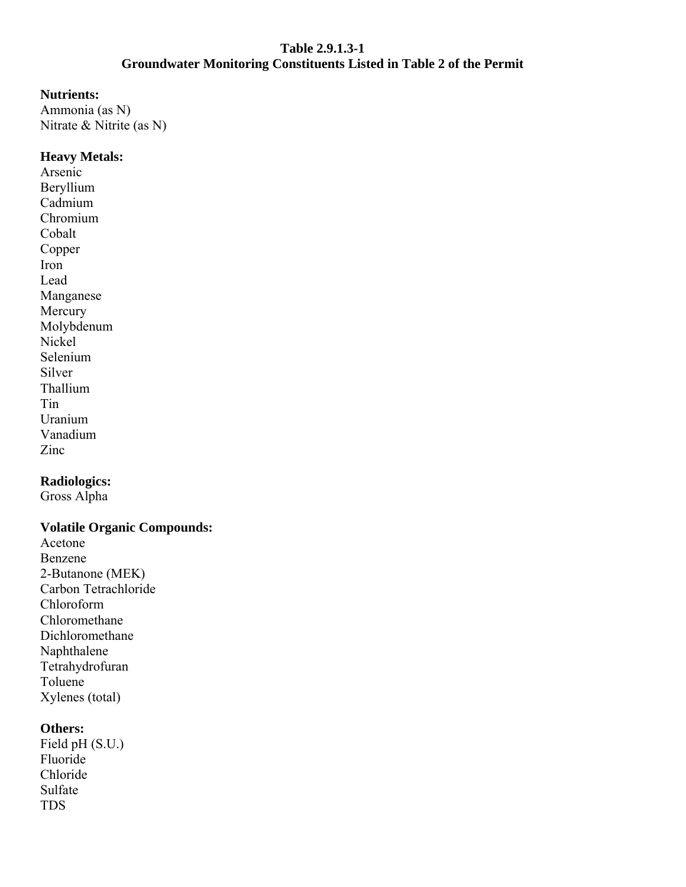**Table 2.9.1.3-1**
**Groundwater Monitoring Constituents Listed in Table 2 of the Permit**

**Nutrients:**
Ammonia (as N)
Nitrate & Nitrite (as N)

**Heavy Metals:**
Arsenic
Beryllium
Cadmium
Chromium
Cobalt
Copper
Iron
Lead
Manganese
Mercury
Molybdenum
Nickel
Selenium
Silver
Thallium
Tin
Uranium
Vanadium
Zinc

**Radiologics:**
Gross Alpha

**Volatile Organic Compounds:**
Acetone
Benzene
2-Butanone (MEK)
Carbon Tetrachloride
Chloroform
Chloromethane
Dichloromethane
Naphthalene
Tetrahydrofuran
Toluene
Xylenes (total)

**Others:**
Field pH (S.U.)
Fluoride
Chloride
Sulfate
TDS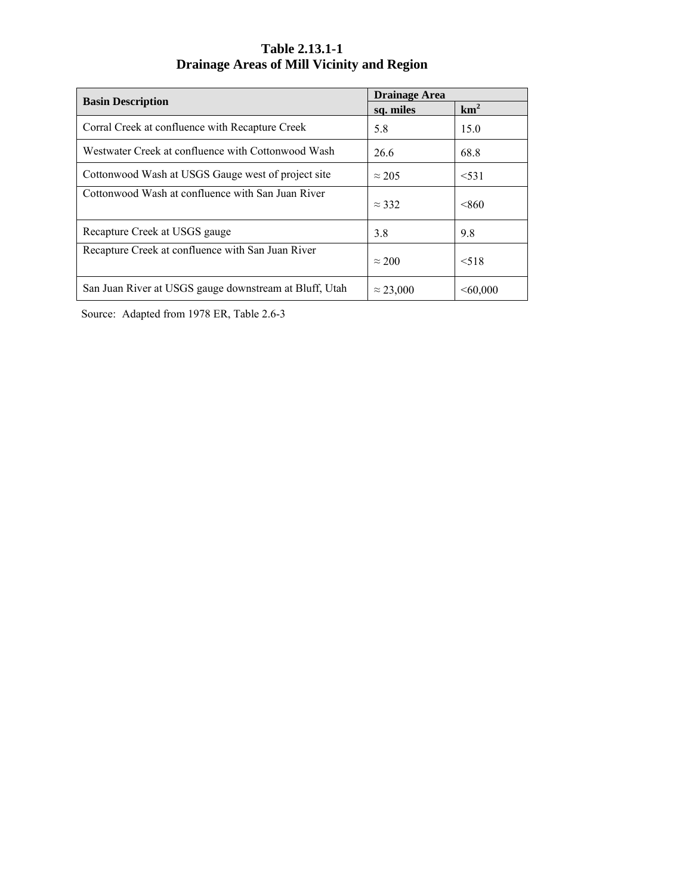**Table 2.13.1-1**
**Drainage Areas of Mill Vicinity and Region**

| Basin Description | Drainage Area | |
|---|---|---|
| | sq. miles | $km^2$ |
| Corral Creek at confluence with Recapture Creek | 5.8 | 15.0 |
| Westwater Creek at confluence with Cottonwood Wash | 26.6 | 68.8 |
| Cottonwood Wash at USGS Gauge west of project site | ≈ 205 | <531 |
| Cottonwood Wash at confluence with San Juan River | ≈ 332 | <860 |
| Recapture Creek at USGS gauge | 3.8 | 9.8 |
| Recapture Creek at confluence with San Juan River | ≈ 200 | <518 |
| San Juan River at USGS gauge downstream at Bluff, Utah | ≈ 23,000 | <60,000 |

Source: Adapted from 1978 ER, Table 2.6-3